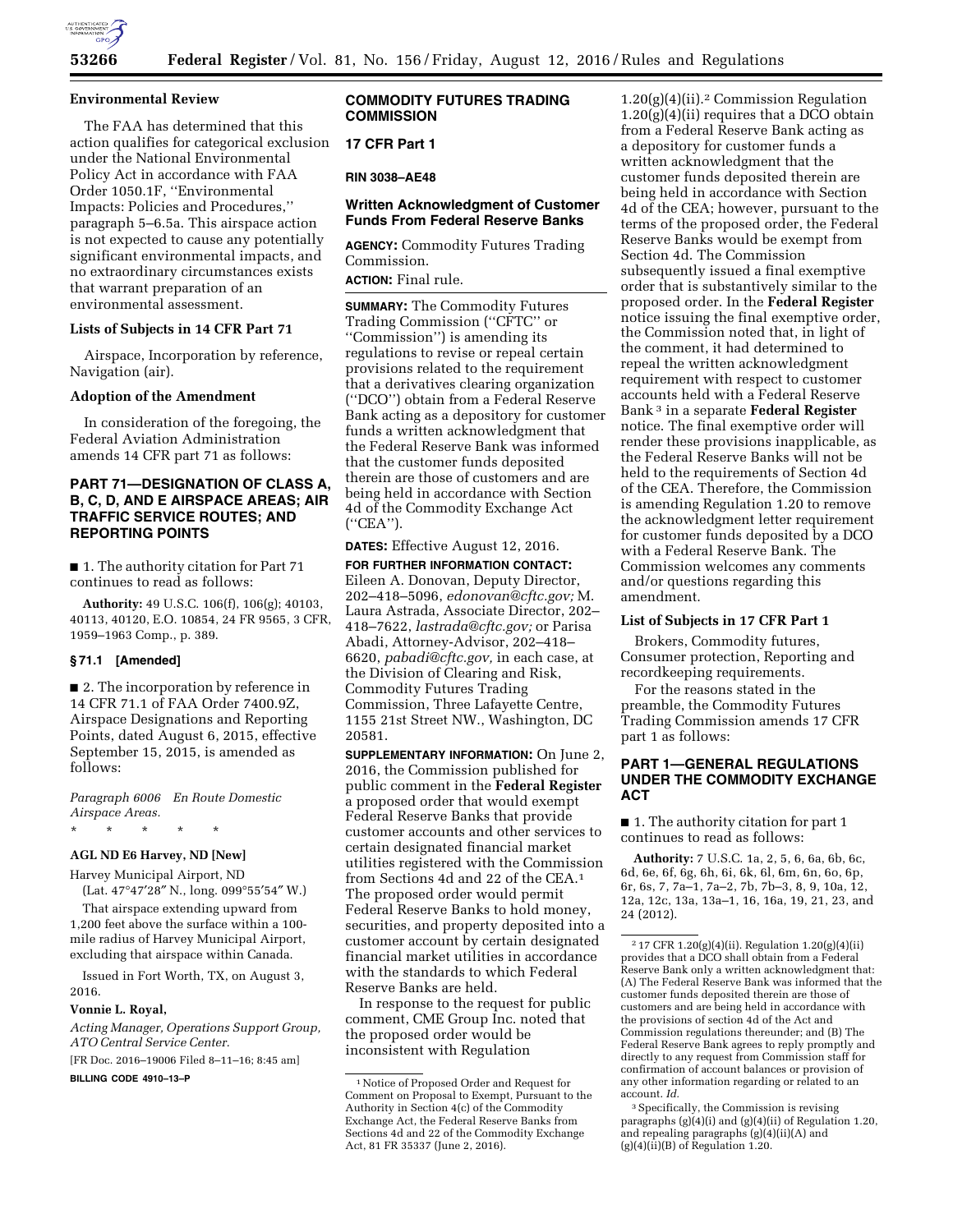### Environmental Review

The FAA has determined that this action qualifies for categorical exclusion under the National Environmental Policy Act in accordance with FAA Order 1050.1F, ''Environmental Impacts: Policies and Procedures,'' paragraph 5–6.5a. This airspace action is not expected to cause any potentially significant environmental impacts, and no extraordinary circumstances exists that warrant preparation of an environmental assessment.

### Lists of Subjects in 14 CFR Part 71

Airspace, Incorporation by reference, Navigation (air).

### Adoption of the Amendment

In consideration of the foregoing, the Federal Aviation Administration amends 14 CFR part 71 as follows:

## PART 71—DESIGNATION OF CLASS A, B, C, D, AND E AIRSPACE AREAS; AIR TRAFFIC SERVICE ROUTES; AND REPORTING POINTS

■ 1. The authority citation for Part 71 continues to read as follows:

**Authority:** 49 U.S.C. 106(f), 106(g); 40103, 40113, 40120, E.O. 10854, 24 FR 9565, 3 CFR, 1959–1963 Comp., p. 389.

### § 71.1 [Amended]

■ 2. The incorporation by reference in 14 CFR 71.1 of FAA Order 7400.9Z, Airspace Designations and Reporting Points, dated August 6, 2015, effective September 15, 2015, is amended as follows:

*Paragraph 6006 En Route Domestic Airspace Areas.*

\* \* \* \* \*

**AGL ND E6 Harvey, ND [New]**

Harvey Municipal Airport, ND

(Lat. 47°47′28″ N., long. 099°55′54″ W.)

That airspace extending upward from 1,200 feet above the surface within a 100-mile radius of Harvey Municipal Airport, excluding that airspace within Canada.

Issued in Fort Worth, TX, on August 3, 2016.

**Vonnie L. Royal,**

*Acting Manager, Operations Support Group, ATO Central Service Center.*

[FR Doc. 2016–19006 Filed 8–11–16; 8:45 am]

**BILLING CODE 4910–13–P**

## COMMODITY FUTURES TRADING COMMISSION

### 17 CFR Part 1

**RIN 3038–AE48**

### Written Acknowledgment of Customer Funds From Federal Reserve Banks

**AGENCY:** Commodity Futures Trading Commission.

**ACTION:** Final rule.

**SUMMARY:** The Commodity Futures Trading Commission (''CFTC'' or ''Commission'') is amending its regulations to revise or repeal certain provisions related to the requirement that a derivatives clearing organization (''DCO'') obtain from a Federal Reserve Bank acting as a depository for customer funds a written acknowledgment that the Federal Reserve Bank was informed that the customer funds deposited therein are those of customers and are being held in accordance with Section 4d of the Commodity Exchange Act (''CEA'').

**DATES:** Effective August 12, 2016.

**FOR FURTHER INFORMATION CONTACT:** Eileen A. Donovan, Deputy Director, 202–418–5096, *edonovan@cftc.gov;* M. Laura Astrada, Associate Director, 202–418–7622, *lastrada@cftc.gov;* or Parisa Abadi, Attorney-Advisor, 202–418–6620, *pabadi@cftc.gov,* in each case, at the Division of Clearing and Risk, Commodity Futures Trading Commission, Three Lafayette Centre, 1155 21st Street NW., Washington, DC 20581.

**SUPPLEMENTARY INFORMATION:** On June 2, 2016, the Commission published for public comment in the **Federal Register** a proposed order that would exempt Federal Reserve Banks that provide customer accounts and other services to certain designated financial market utilities registered with the Commission from Sections 4d and 22 of the CEA.[1] The proposed order would permit Federal Reserve Banks to hold money, securities, and property deposited into a customer account by certain designated financial market utilities in accordance with the standards to which Federal Reserve Banks are held.

In response to the request for public comment, CME Group Inc. noted that the proposed order would be inconsistent with Regulation 1.20(g)(4)(ii).[2] Commission Regulation 1.20(g)(4)(ii) requires that a DCO obtain from a Federal Reserve Bank acting as a depository for customer funds a written acknowledgment that the customer funds deposited therein are being held in accordance with Section 4d of the CEA; however, pursuant to the terms of the proposed order, the Federal Reserve Banks would be exempt from Section 4d. The Commission subsequently issued a final exemptive order that is substantively similar to the proposed order. In the **Federal Register** notice issuing the final exemptive order, the Commission noted that, in light of the comment, it had determined to repeal the written acknowledgment requirement with respect to customer accounts held with a Federal Reserve Bank[3] in a separate **Federal Register** notice. The final exemptive order will render these provisions inapplicable, as the Federal Reserve Banks will not be held to the requirements of Section 4d of the CEA. Therefore, the Commission is amending Regulation 1.20 to remove the acknowledgment letter requirement for customer funds deposited by a DCO with a Federal Reserve Bank. The Commission welcomes any comments and/or questions regarding this amendment.

### List of Subjects in 17 CFR Part 1

Brokers, Commodity futures, Consumer protection, Reporting and recordkeeping requirements.

For the reasons stated in the preamble, the Commodity Futures Trading Commission amends 17 CFR part 1 as follows:

## PART 1—GENERAL REGULATIONS UNDER THE COMMODITY EXCHANGE ACT

■ 1. The authority citation for part 1 continues to read as follows:

**Authority:** 7 U.S.C. 1a, 2, 5, 6, 6a, 6b, 6c, 6d, 6e, 6f, 6g, 6h, 6i, 6k, 6l, 6m, 6n, 6o, 6p, 6r, 6s, 7, 7a–1, 7a–2, 7b, 7b–3, 8, 9, 10a, 12, 12a, 12c, 13a, 13a–1, 16, 16a, 19, 21, 23, and 24 (2012).

---

[1] Notice of Proposed Order and Request for Comment on Proposal to Exempt, Pursuant to the Authority in Section 4(c) of the Commodity Exchange Act, the Federal Reserve Banks from Sections 4d and 22 of the Commodity Exchange Act, 81 FR 35337 (June 2, 2016).

[2] 17 CFR 1.20(g)(4)(ii). Regulation 1.20(g)(4)(ii) provides that a DCO shall obtain from a Federal Reserve Bank only a written acknowledgment that: (A) The Federal Reserve Bank was informed that the customer funds deposited therein are those of customers and are being held in accordance with the provisions of section 4d of the Act and Commission regulations thereunder; and (B) The Federal Reserve Bank agrees to reply promptly and directly to any request from Commission staff for confirmation of account balances or provision of any other information regarding or related to an account. *Id.*

[3] Specifically, the Commission is revising paragraphs (g)(4)(i) and (g)(4)(ii) of Regulation 1.20, and repealing paragraphs (g)(4)(ii)(A) and (g)(4)(ii)(B) of Regulation 1.20.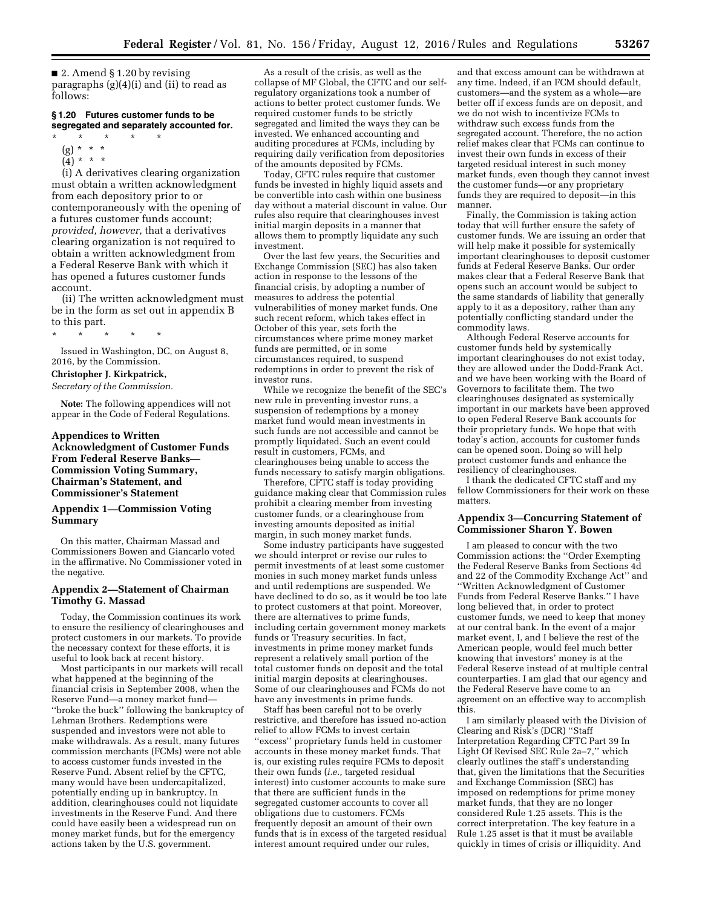■ 2. Amend § 1.20 by revising paragraphs (g)(4)(i) and (ii) to read as follows:

**§ 1.20 Futures customer funds to be segregated and separately accounted for.**

\* \* \* \* \*

(g) \* \* \*

(4) \* \* \*

(i) A derivatives clearing organization must obtain a written acknowledgment from each depository prior to or contemporaneously with the opening of a futures customer funds account; *provided, however,* that a derivatives clearing organization is not required to obtain a written acknowledgment from a Federal Reserve Bank with which it has opened a futures customer funds account.

(ii) The written acknowledgment must be in the form as set out in appendix B to this part.

\* \* \* \* \*

Issued in Washington, DC, on August 8, 2016, by the Commission.

**Christopher J. Kirkpatrick,**

*Secretary of the Commission.*

**Note:** The following appendices will not appear in the Code of Federal Regulations.

## Appendices to Written Acknowledgment of Customer Funds From Federal Reserve Banks—Commission Voting Summary, Chairman's Statement, and Commissioner's Statement

### Appendix 1—Commission Voting Summary

On this matter, Chairman Massad and Commissioners Bowen and Giancarlo voted in the affirmative. No Commissioner voted in the negative.

### Appendix 2—Statement of Chairman Timothy G. Massad

Today, the Commission continues its work to ensure the resiliency of clearinghouses and protect customers in our markets. To provide the necessary context for these efforts, it is useful to look back at recent history.

Most participants in our markets will recall what happened at the beginning of the financial crisis in September 2008, when the Reserve Fund—a money market fund—''broke the buck'' following the bankruptcy of Lehman Brothers. Redemptions were suspended and investors were not able to make withdrawals. As a result, many futures commission merchants (FCMs) were not able to access customer funds invested in the Reserve Fund. Absent relief by the CFTC, many would have been undercapitalized, potentially ending up in bankruptcy. In addition, clearinghouses could not liquidate investments in the Reserve Fund. And there could have easily been a widespread run on money market funds, but for the emergency actions taken by the U.S. government.

As a result of the crisis, as well as the collapse of MF Global, the CFTC and our self-regulatory organizations took a number of actions to better protect customer funds. We required customer funds to be strictly segregated and limited the ways they can be invested. We enhanced accounting and auditing procedures at FCMs, including by requiring daily verification from depositories of the amounts deposited by FCMs.

Today, CFTC rules require that customer funds be invested in highly liquid assets and be convertible into cash within one business day without a material discount in value. Our rules also require that clearinghouses invest initial margin deposits in a manner that allows them to promptly liquidate any such investment.

Over the last few years, the Securities and Exchange Commission (SEC) has also taken action in response to the lessons of the financial crisis, by adopting a number of measures to address the potential vulnerabilities of money market funds. One such recent reform, which takes effect in October of this year, sets forth the circumstances where prime money market funds are permitted, or in some circumstances required, to suspend redemptions in order to prevent the risk of investor runs.

While we recognize the benefit of the SEC's new rule in preventing investor runs, a suspension of redemptions by a money market fund would mean investments in such funds are not accessible and cannot be promptly liquidated. Such an event could result in customers, FCMs, and clearinghouses being unable to access the funds necessary to satisfy margin obligations.

Therefore, CFTC staff is today providing guidance making clear that Commission rules prohibit a clearing member from investing customer funds, or a clearinghouse from investing amounts deposited as initial margin, in such money market funds.

Some industry participants have suggested we should interpret or revise our rules to permit investments of at least some customer monies in such money market funds unless and until redemptions are suspended. We have declined to do so, as it would be too late to protect customers at that point. Moreover, there are alternatives to prime funds, including certain government money markets funds or Treasury securities. In fact, investments in prime money market funds represent a relatively small portion of the total customer funds on deposit and the total initial margin deposits at clearinghouses. Some of our clearinghouses and FCMs do not have any investments in prime funds.

Staff has been careful not to be overly restrictive, and therefore has issued no-action relief to allow FCMs to invest certain ''excess'' proprietary funds held in customer accounts in these money market funds. That is, our existing rules require FCMs to deposit their own funds (*i.e.,* targeted residual interest) into customer accounts to make sure that there are sufficient funds in the segregated customer accounts to cover all obligations due to customers. FCMs frequently deposit an amount of their own funds that is in excess of the targeted residual interest amount required under our rules, and that excess amount can be withdrawn at any time. Indeed, if an FCM should default, customers—and the system as a whole—are better off if excess funds are on deposit, and we do not wish to incentivize FCMs to withdraw such excess funds from the segregated account. Therefore, the no action relief makes clear that FCMs can continue to invest their own funds in excess of their targeted residual interest in such money market funds, even though they cannot invest the customer funds—or any proprietary funds they are required to deposit—in this manner.

Finally, the Commission is taking action today that will further ensure the safety of customer funds. We are issuing an order that will help make it possible for systemically important clearinghouses to deposit customer funds at Federal Reserve Banks. Our order makes clear that a Federal Reserve Bank that opens such an account would be subject to the same standards of liability that generally apply to it as a depository, rather than any potentially conflicting standard under the commodity laws.

Although Federal Reserve accounts for customer funds held by systemically important clearinghouses do not exist today, they are allowed under the Dodd-Frank Act, and we have been working with the Board of Governors to facilitate them. The two clearinghouses designated as systemically important in our markets have been approved to open Federal Reserve Bank accounts for their proprietary funds. We hope that with today's action, accounts for customer funds can be opened soon. Doing so will help protect customer funds and enhance the resiliency of clearinghouses.

I thank the dedicated CFTC staff and my fellow Commissioners for their work on these matters.

### Appendix 3—Concurring Statement of Commissioner Sharon Y. Bowen

I am pleased to concur with the two Commission actions: the ''Order Exempting the Federal Reserve Banks from Sections 4d and 22 of the Commodity Exchange Act'' and ''Written Acknowledgment of Customer Funds from Federal Reserve Banks.'' I have long believed that, in order to protect customer funds, we need to keep that money at our central bank. In the event of a major market event, I, and I believe the rest of the American people, would feel much better knowing that investors' money is at the Federal Reserve instead of at multiple central counterparties. I am glad that our agency and the Federal Reserve have come to an agreement on an effective way to accomplish this.

I am similarly pleased with the Division of Clearing and Risk's (DCR) ''Staff Interpretation Regarding CFTC Part 39 In Light Of Revised SEC Rule 2a–7,'' which clearly outlines the staff's understanding that, given the limitations that the Securities and Exchange Commission (SEC) has imposed on redemptions for prime money market funds, that they are no longer considered Rule 1.25 assets. This is the correct interpretation. The key feature in a Rule 1.25 asset is that it must be available quickly in times of crisis or illiquidity. And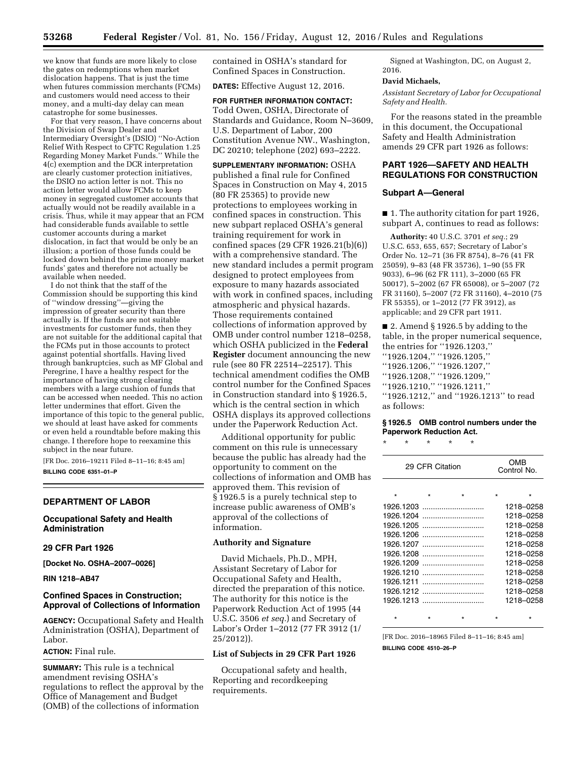we know that funds are more likely to close the gates on redemptions when market dislocation happens. That is just the time when futures commission merchants (FCMs) and customers would need access to their money, and a multi-day delay can mean catastrophe for some businesses.

For that very reason, I have concerns about the Division of Swap Dealer and Intermediary Oversight's (DSIO) ''No-Action Relief With Respect to CFTC Regulation 1.25 Regarding Money Market Funds.'' While the 4(c) exemption and the DCR interpretation are clearly customer protection initiatives, the DSIO no action letter is not. This no action letter would allow FCMs to keep money in segregated customer accounts that actually would not be readily available in a crisis. Thus, while it may appear that an FCM had considerable funds available to settle customer accounts during a market dislocation, in fact that would be only be an illusion; a portion of those funds could be locked down behind the prime money market funds' gates and therefore not actually be available when needed.

I do not think that the staff of the Commission should be supporting this kind of ''window dressing''—giving the impression of greater security than there actually is. If the funds are not suitable investments for customer funds, then they are not suitable for the additional capital that the FCMs put in those accounts to protect against potential shortfalls. Having lived through bankruptcies, such as MF Global and Peregrine, I have a healthy respect for the importance of having strong clearing members with a large cushion of funds that can be accessed when needed. This no action letter undermines that effort. Given the importance of this topic to the general public, we should at least have asked for comments or even held a roundtable before making this change. I therefore hope to reexamine this subject in the near future.

[FR Doc. 2016–19211 Filed 8–11–16; 8:45 am]

**BILLING CODE 6351–01–P**

---

**DEPARTMENT OF LABOR**

**Occupational Safety and Health Administration**

**29 CFR Part 1926**

**[Docket No. OSHA–2007–0026]**

**RIN 1218–AB47**

## Confined Spaces in Construction; Approval of Collections of Information

**AGENCY:** Occupational Safety and Health Administration (OSHA), Department of Labor.

**ACTION:** Final rule.

**SUMMARY:** This rule is a technical amendment revising OSHA's regulations to reflect the approval by the Office of Management and Budget (OMB) of the collections of information contained in OSHA's standard for Confined Spaces in Construction.

**DATES:** Effective August 12, 2016.

**FOR FURTHER INFORMATION CONTACT:** Todd Owen, OSHA, Directorate of Standards and Guidance, Room N–3609, U.S. Department of Labor, 200 Constitution Avenue NW., Washington, DC 20210; telephone (202) 693–2222.

**SUPPLEMENTARY INFORMATION:** OSHA published a final rule for Confined Spaces in Construction on May 4, 2015 (80 FR 25365) to provide new protections to employees working in confined spaces in construction. This new subpart replaced OSHA's general training requirement for work in confined spaces (29 CFR 1926.21(b)(6)) with a comprehensive standard. The new standard includes a permit program designed to protect employees from exposure to many hazards associated with work in confined spaces, including atmospheric and physical hazards. Those requirements contained collections of information approved by OMB under control number 1218–0258, which OSHA publicized in the **Federal Register** document announcing the new rule (see 80 FR 22514–22517). This technical amendment codifies the OMB control number for the Confined Spaces in Construction standard into § 1926.5, which is the central section in which OSHA displays its approved collections under the Paperwork Reduction Act.

Additional opportunity for public comment on this rule is unnecessary because the public has already had the opportunity to comment on the collections of information and OMB has approved them. This revision of § 1926.5 is a purely technical step to increase public awareness of OMB's approval of the collections of information.

### Authority and Signature

David Michaels, Ph.D., MPH, Assistant Secretary of Labor for Occupational Safety and Health, directed the preparation of this notice. The authority for this notice is the Paperwork Reduction Act of 1995 (44 U.S.C. 3506 *et seq.*) and Secretary of Labor's Order 1–2012 (77 FR 3912 (1/25/2012)).

### List of Subjects in 29 CFR Part 1926

Occupational safety and health, Reporting and recordkeeping requirements.

Signed at Washington, DC, on August 2, 2016.

**David Michaels,**

*Assistant Secretary of Labor for Occupational Safety and Health.*

For the reasons stated in the preamble in this document, the Occupational Safety and Health Administration amends 29 CFR part 1926 as follows:

## PART 1926—SAFETY AND HEALTH REGULATIONS FOR CONSTRUCTION

### Subpart A—General

■ 1. The authority citation for part 1926, subpart A, continues to read as follows:

**Authority:** 40 U.S.C. 3701 *et seq.*; 29 U.S.C. 653, 655, 657; Secretary of Labor's Order No. 12–71 (36 FR 8754), 8–76 (41 FR 25059), 9–83 (48 FR 35736), 1–90 (55 FR 9033), 6–96 (62 FR 111), 3–2000 (65 FR 50017), 5–2002 (67 FR 65008), or 5–2007 (72 FR 31160), 5–2007 (72 FR 31160), 4–2010 (75 FR 55355), or 1–2012 (77 FR 3912), as applicable; and 29 CFR part 1911.

■ 2. Amend § 1926.5 by adding to the table, in the proper numerical sequence, the entries for ''1926.1203,'' ''1926.1204,'' ''1926.1205,'' ''1926.1206,'' ''1926.1207,'' ''1926.1208,'' ''1926.1209,'' ''1926.1210,'' ''1926.1211,'' ''1926.1212,'' and ''1926.1213'' to read as follows:

**§ 1926.5 OMB control numbers under the Paperwork Reduction Act.**

\* \* \* \* \*

| 29 CFR Citation | OMB Control No. |
|---|---|
| \* \* \* | \* \* |
| 1926.1203 | 1218–0258 |
| 1926.1204 | 1218–0258 |
| 1926.1205 | 1218–0258 |
| 1926.1206 | 1218–0258 |
| 1926.1207 | 1218–0258 |
| 1926.1208 | 1218–0258 |
| 1926.1209 | 1218–0258 |
| 1926.1210 | 1218–0258 |
| 1926.1211 | 1218–0258 |
| 1926.1212 | 1218–0258 |
| 1926.1213 | 1218–0258 |
| \* \* \* | \* \* |

[FR Doc. 2016–18965 Filed 8–11–16; 8:45 am]

**BILLING CODE 4510–26–P**